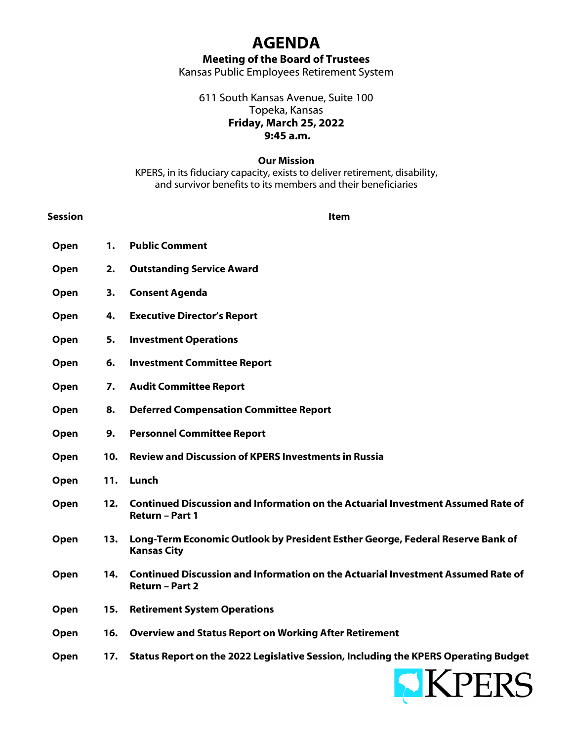# AGENDA

**Meeting of the Board of Trustees**

Kansas Public Employees Retirement System

611 South Kansas Avenue, Suite 100
Topeka, Kansas
**Friday, March 25, 2022**
**9:45 a.m.**

**Our Mission**

KPERS, in its fiduciary capacity, exists to deliver retirement, disability, and survivor benefits to its members and their beneficiaries

| Session | | Item |
|---|---|---|
| **Open** | **1.** | **Public Comment** |
| **Open** | **2.** | **Outstanding Service Award** |
| **Open** | **3.** | **Consent Agenda** |
| **Open** | **4.** | **Executive Director's Report** |
| **Open** | **5.** | **Investment Operations** |
| **Open** | **6.** | **Investment Committee Report** |
| **Open** | **7.** | **Audit Committee Report** |
| **Open** | **8.** | **Deferred Compensation Committee Report** |
| **Open** | **9.** | **Personnel Committee Report** |
| **Open** | **10.** | **Review and Discussion of KPERS Investments in Russia** |
| **Open** | **11.** | **Lunch** |
| **Open** | **12.** | **Continued Discussion and Information on the Actuarial Investment Assumed Rate of Return – Part 1** |
| **Open** | **13.** | **Long-Term Economic Outlook by President Esther George, Federal Reserve Bank of Kansas City** |
| **Open** | **14.** | **Continued Discussion and Information on the Actuarial Investment Assumed Rate of Return – Part 2** |
| **Open** | **15.** | **Retirement System Operations** |
| **Open** | **16.** | **Overview and Status Report on Working After Retirement** |
| **Open** | **17.** | **Status Report on the 2022 Legislative Session, Including the KPERS Operating Budget** |

KPERS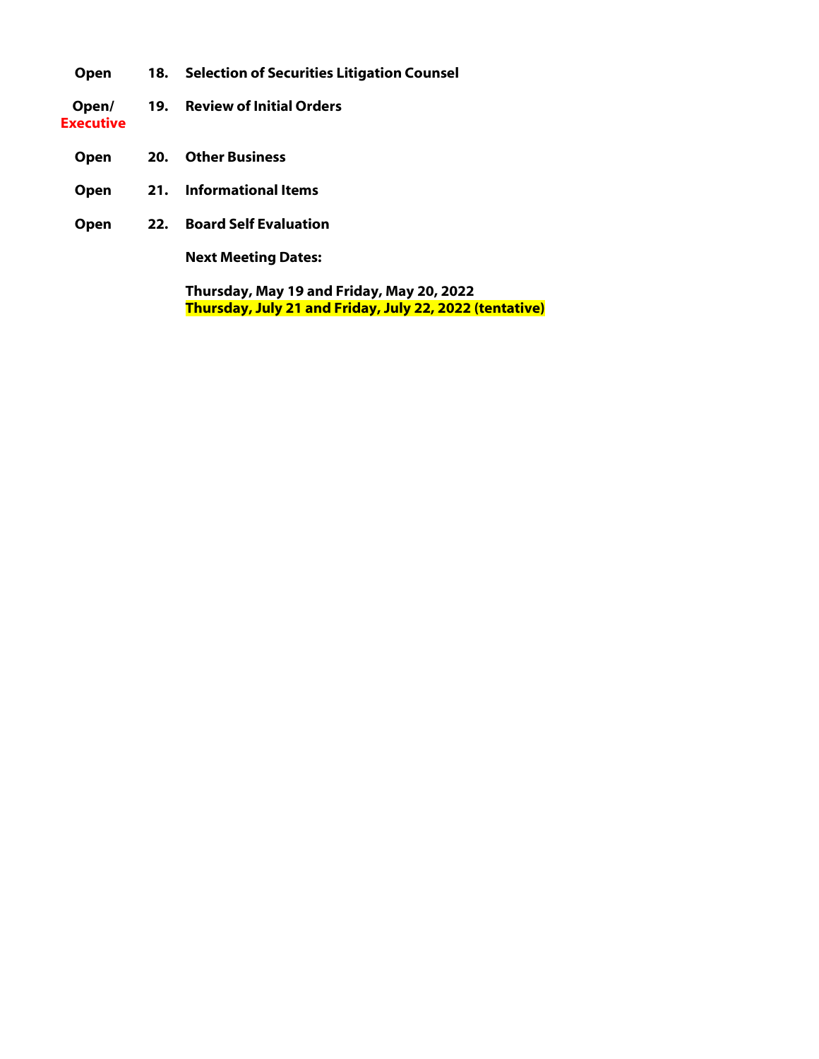| | | |
|---|---|---|
| **Open** | **18.** | **Selection of Securities Litigation Counsel** |
| **Open/ Executive** | **19.** | **Review of Initial Orders** |
| **Open** | **20.** | **Other Business** |
| **Open** | **21.** | **Informational Items** |
| **Open** | **22.** | **Board Self Evaluation** |

**Next Meeting Dates:**

**Thursday, May 19 and Friday, May 20, 2022**
**Thursday, July 21 and Friday, July 22, 2022 (tentative)**